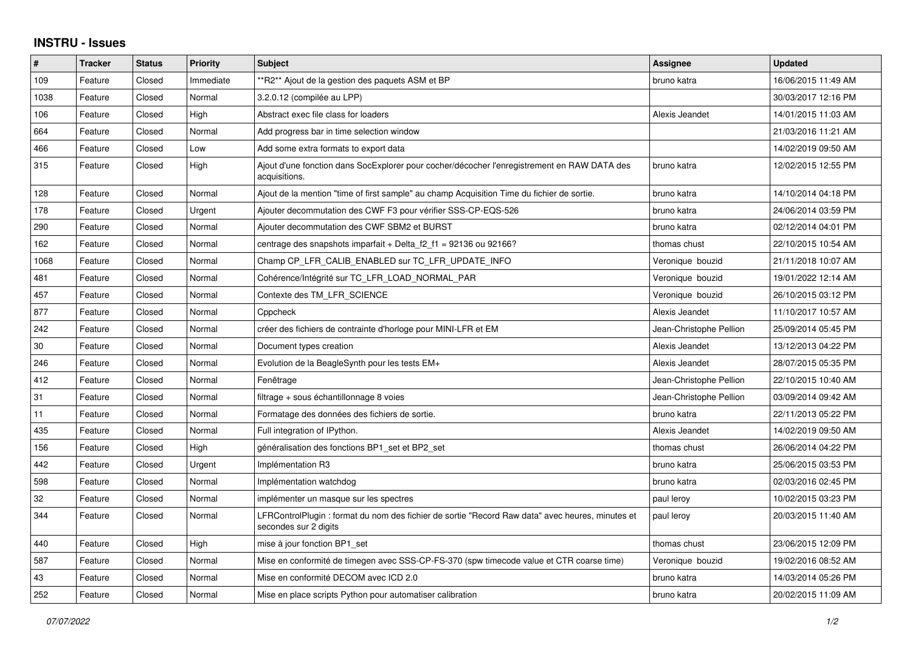## INSTRU - Issues

| # | Tracker | Status | Priority | Subject | Assignee | Updated |
|---|---|---|---|---|---|---|
| 109 | Feature | Closed | Immediate | **R2** Ajout de la gestion des paquets ASM et BP | bruno katra | 16/06/2015 11:49 AM |
| 1038 | Feature | Closed | Normal | 3.2.0.12 (compilée au LPP) | | 30/03/2017 12:16 PM |
| 106 | Feature | Closed | High | Abstract exec file class for loaders | Alexis Jeandet | 14/01/2015 11:03 AM |
| 664 | Feature | Closed | Normal | Add progress bar in time selection window | | 21/03/2016 11:21 AM |
| 466 | Feature | Closed | Low | Add some extra formats to export data | | 14/02/2019 09:50 AM |
| 315 | Feature | Closed | High | Ajout d'une fonction dans SocExplorer pour cocher/décocher l'enregistrement en RAW DATA des acquisitions. | bruno katra | 12/02/2015 12:55 PM |
| 128 | Feature | Closed | Normal | Ajout de la mention "time of first sample" au champ Acquisition Time du fichier de sortie. | bruno katra | 14/10/2014 04:18 PM |
| 178 | Feature | Closed | Urgent | Ajouter decommutation des CWF F3 pour vérifier SSS-CP-EQS-526 | bruno katra | 24/06/2014 03:59 PM |
| 290 | Feature | Closed | Normal | Ajouter decommutation des CWF SBM2 et BURST | bruno katra | 02/12/2014 04:01 PM |
| 162 | Feature | Closed | Normal | centrage des snapshots imparfait + Delta_f2_f1 = 92136 ou 92166? | thomas chust | 22/10/2015 10:54 AM |
| 1068 | Feature | Closed | Normal | Champ CP_LFR_CALIB_ENABLED sur TC_LFR_UPDATE_INFO | Veronique bouzid | 21/11/2018 10:07 AM |
| 481 | Feature | Closed | Normal | Cohérence/Intégrité sur TC_LFR_LOAD_NORMAL_PAR | Veronique bouzid | 19/01/2022 12:14 AM |
| 457 | Feature | Closed | Normal | Contexte des TM_LFR_SCIENCE | Veronique bouzid | 26/10/2015 03:12 PM |
| 877 | Feature | Closed | Normal | Cppcheck | Alexis Jeandet | 11/10/2017 10:57 AM |
| 242 | Feature | Closed | Normal | créer des fichiers de contrainte d'horloge pour MINI-LFR et EM | Jean-Christophe Pellion | 25/09/2014 05:45 PM |
| 30 | Feature | Closed | Normal | Document types creation | Alexis Jeandet | 13/12/2013 04:22 PM |
| 246 | Feature | Closed | Normal | Evolution de la BeagleSynth pour les tests EM+ | Alexis Jeandet | 28/07/2015 05:35 PM |
| 412 | Feature | Closed | Normal | Fenêtrage | Jean-Christophe Pellion | 22/10/2015 10:40 AM |
| 31 | Feature | Closed | Normal | filtrage + sous échantillonnage 8 voies | Jean-Christophe Pellion | 03/09/2014 09:42 AM |
| 11 | Feature | Closed | Normal | Formatage des données des fichiers de sortie. | bruno katra | 22/11/2013 05:22 PM |
| 435 | Feature | Closed | Normal | Full integration of IPython. | Alexis Jeandet | 14/02/2019 09:50 AM |
| 156 | Feature | Closed | High | généralisation des fonctions BP1_set et BP2_set | thomas chust | 26/06/2014 04:22 PM |
| 442 | Feature | Closed | Urgent | Implémentation R3 | bruno katra | 25/06/2015 03:53 PM |
| 598 | Feature | Closed | Normal | Implémentation watchdog | bruno katra | 02/03/2016 02:45 PM |
| 32 | Feature | Closed | Normal | implémenter un masque sur les spectres | paul leroy | 10/02/2015 03:23 PM |
| 344 | Feature | Closed | Normal | LFRControlPlugin : format du nom des fichier de sortie "Record Raw data" avec heures, minutes et secondes sur 2 digits | paul leroy | 20/03/2015 11:40 AM |
| 440 | Feature | Closed | High | mise à jour fonction BP1_set | thomas chust | 23/06/2015 12:09 PM |
| 587 | Feature | Closed | Normal | Mise en conformité de timegen avec SSS-CP-FS-370 (spw timecode value et CTR coarse time) | Veronique bouzid | 19/02/2016 08:52 AM |
| 43 | Feature | Closed | Normal | Mise en conformité DECOM avec ICD 2.0 | bruno katra | 14/03/2014 05:26 PM |
| 252 | Feature | Closed | Normal | Mise en place scripts Python pour automatiser calibration | bruno katra | 20/02/2015 11:09 AM |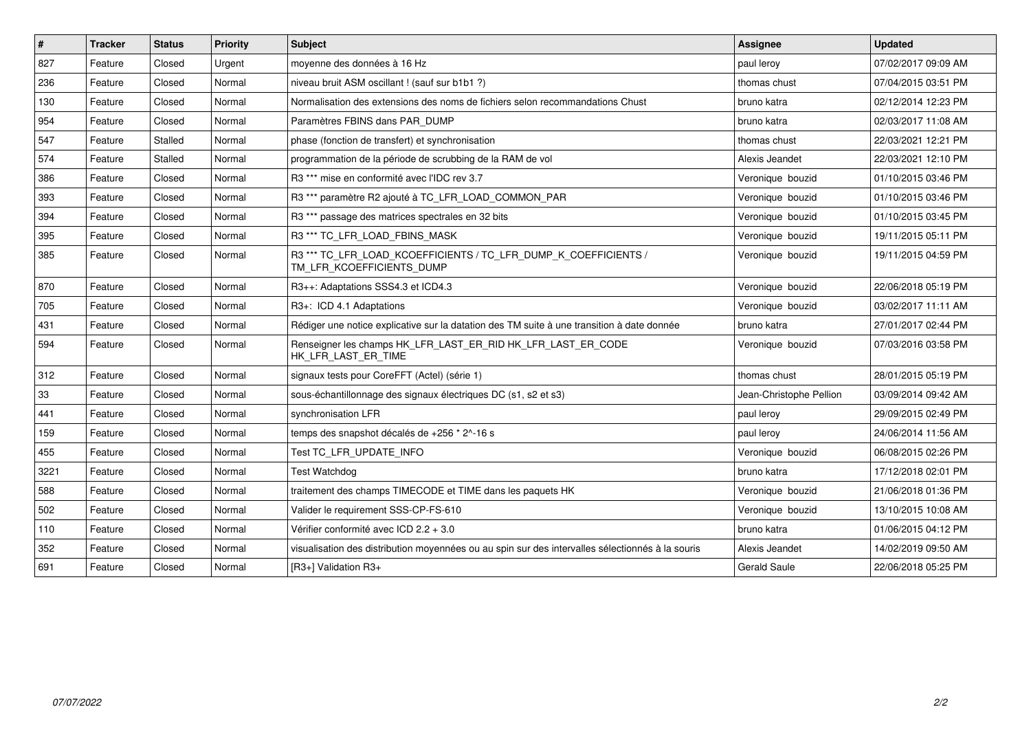| # | Tracker | Status | Priority | Subject | Assignee | Updated |
|---|---|---|---|---|---|---|
| 827 | Feature | Closed | Urgent | moyenne des données à 16 Hz | paul leroy | 07/02/2017 09:09 AM |
| 236 | Feature | Closed | Normal | niveau bruit ASM oscillant ! (sauf sur b1b1 ?) | thomas chust | 07/04/2015 03:51 PM |
| 130 | Feature | Closed | Normal | Normalisation des extensions des noms de fichiers selon recommandations Chust | bruno katra | 02/12/2014 12:23 PM |
| 954 | Feature | Closed | Normal | Paramètres FBINS dans PAR_DUMP | bruno katra | 02/03/2017 11:08 AM |
| 547 | Feature | Stalled | Normal | phase (fonction de transfert) et synchronisation | thomas chust | 22/03/2021 12:21 PM |
| 574 | Feature | Stalled | Normal | programmation de la période de scrubbing de la RAM de vol | Alexis Jeandet | 22/03/2021 12:10 PM |
| 386 | Feature | Closed | Normal | R3 *** mise en conformité avec l'IDC rev 3.7 | Veronique bouzid | 01/10/2015 03:46 PM |
| 393 | Feature | Closed | Normal | R3 *** paramètre R2 ajouté à TC_LFR_LOAD_COMMON_PAR | Veronique bouzid | 01/10/2015 03:46 PM |
| 394 | Feature | Closed | Normal | R3 *** passage des matrices spectrales en 32 bits | Veronique bouzid | 01/10/2015 03:45 PM |
| 395 | Feature | Closed | Normal | R3 *** TC_LFR_LOAD_FBINS_MASK | Veronique bouzid | 19/11/2015 05:11 PM |
| 385 | Feature | Closed | Normal | R3 *** TC_LFR_LOAD_KCOEFFICIENTS / TC_LFR_DUMP_K_COEFFICIENTS / TM_LFR_KCOEFFICIENTS_DUMP | Veronique bouzid | 19/11/2015 04:59 PM |
| 870 | Feature | Closed | Normal | R3++: Adaptations SSS4.3 et ICD4.3 | Veronique bouzid | 22/06/2018 05:19 PM |
| 705 | Feature | Closed | Normal | R3+: ICD 4.1 Adaptations | Veronique bouzid | 03/02/2017 11:11 AM |
| 431 | Feature | Closed | Normal | Rédiger une notice explicative sur la datation des TM suite à une transition à date donnée | bruno katra | 27/01/2017 02:44 PM |
| 594 | Feature | Closed | Normal | Renseigner les champs HK_LFR_LAST_ER_RID HK_LFR_LAST_ER_CODE HK_LFR_LAST_ER_TIME | Veronique bouzid | 07/03/2016 03:58 PM |
| 312 | Feature | Closed | Normal | signaux tests pour CoreFFT (Actel) (série 1) | thomas chust | 28/01/2015 05:19 PM |
| 33 | Feature | Closed | Normal | sous-échantillonnage des signaux électriques DC (s1, s2 et s3) | Jean-Christophe Pellion | 03/09/2014 09:42 AM |
| 441 | Feature | Closed | Normal | synchronisation LFR | paul leroy | 29/09/2015 02:49 PM |
| 159 | Feature | Closed | Normal | temps des snapshot décalés de +256 * 2^-16 s | paul leroy | 24/06/2014 11:56 AM |
| 455 | Feature | Closed | Normal | Test TC_LFR_UPDATE_INFO | Veronique bouzid | 06/08/2015 02:26 PM |
| 3221 | Feature | Closed | Normal | Test Watchdog | bruno katra | 17/12/2018 02:01 PM |
| 588 | Feature | Closed | Normal | traitement des champs TIMECODE et TIME dans les paquets HK | Veronique bouzid | 21/06/2018 01:36 PM |
| 502 | Feature | Closed | Normal | Valider le requirement SSS-CP-FS-610 | Veronique bouzid | 13/10/2015 10:08 AM |
| 110 | Feature | Closed | Normal | Vérifier conformité avec ICD 2.2 + 3.0 | bruno katra | 01/06/2015 04:12 PM |
| 352 | Feature | Closed | Normal | visualisation des distribution moyennées ou au spin sur des intervalles sélectionnés à la souris | Alexis Jeandet | 14/02/2019 09:50 AM |
| 691 | Feature | Closed | Normal | [R3+] Validation R3+ | Gerald Saule | 22/06/2018 05:25 PM |